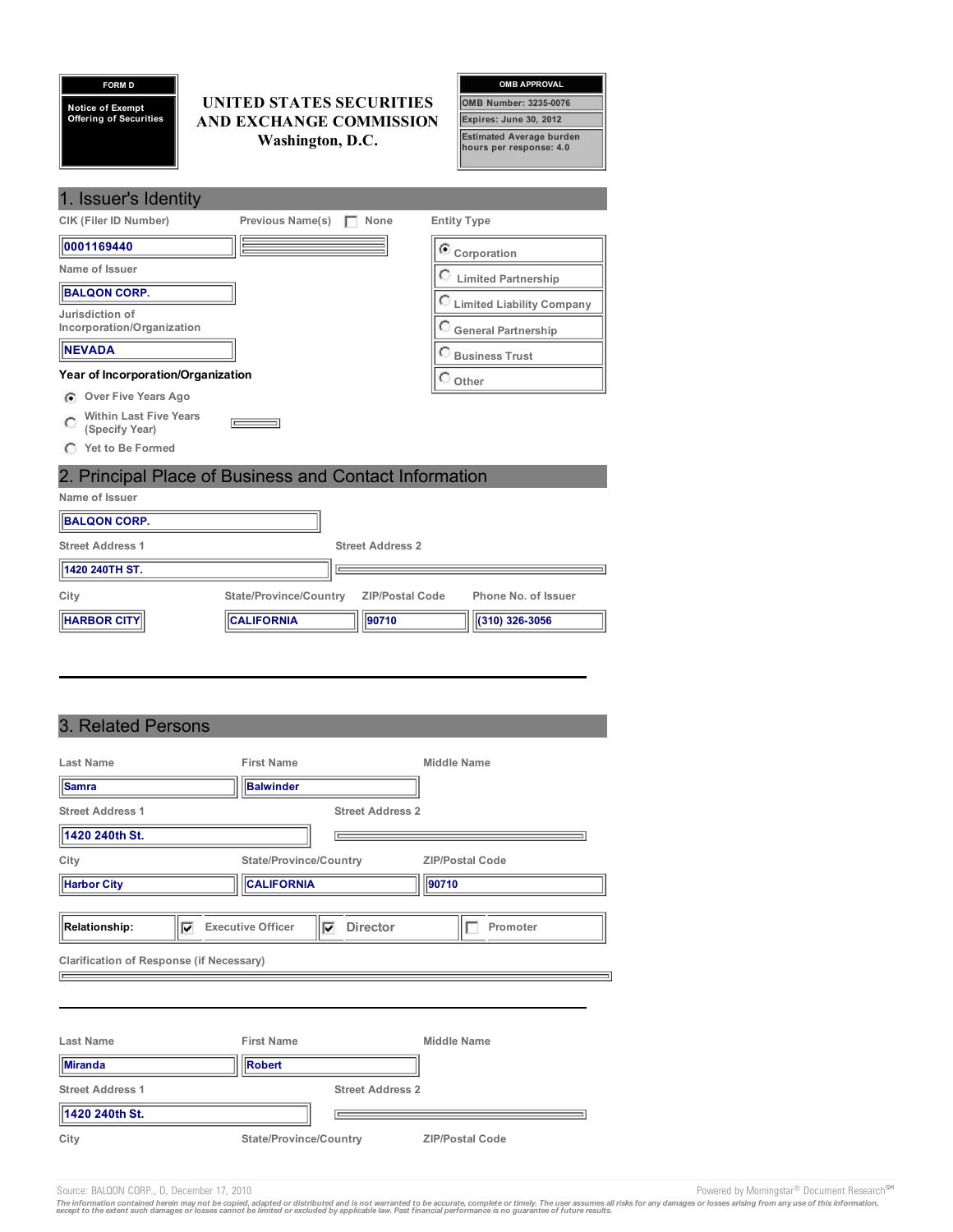**FORM D**

**Notice of Exempt Offering of Securities**

# UNITED STATES SECURITIES AND EXCHANGE COMMISSION
Washington, D.C.

| OMB APPROVAL |
| --- |
| OMB Number: 3235-0076 |
| Expires: June 30, 2012 |
| Estimated Average burden hours per response: 4.0 |

## 1. Issuer's Identity

| CIK (Filer ID Number) | Previous Name(s) ☐ None | Entity Type |
| --- | --- | --- |
| 0001169440 | | (●) Corporation |
| | | ( ) Limited Partnership |
| | | ( ) Limited Liability Company |
| | | ( ) General Partnership |
| | | ( ) Business Trust |
| | | ( ) Other |

**Name of Issuer**

BALQON CORP.

**Jurisdiction of Incorporation/Organization**

NEVADA

**Year of Incorporation/Organization**

- (●) Over Five Years Ago
- ( ) Within Last Five Years (Specify Year)
- ( ) Yet to Be Formed

## 2. Principal Place of Business and Contact Information

**Name of Issuer**

BALQON CORP.

| Street Address 1 | Street Address 2 |
| --- | --- |
| 1420 240TH ST. | |

| City | State/Province/Country | ZIP/Postal Code | Phone No. of Issuer |
| --- | --- | --- | --- |
| HARBOR CITY | CALIFORNIA | 90710 | (310) 326-3056 |

## 3. Related Persons

| Last Name | First Name | Middle Name |
| --- | --- | --- |
| Samra | Balwinder | |

| Street Address 1 | Street Address 2 |
| --- | --- |
| 1420 240th St. | |

| City | State/Province/Country | ZIP/Postal Code |
| --- | --- | --- |
| Harbor City | CALIFORNIA | 90710 |

Relationship: ☑ Executive Officer ☑ Director ☐ Promoter

Clarification of Response (if Necessary)

---

| Last Name | First Name | Middle Name |
| --- | --- | --- |
| Miranda | Robert | |

| Street Address 1 | Street Address 2 |
| --- | --- |
| 1420 240th St. | |

| City | State/Province/Country | ZIP/Postal Code |
| --- | --- | --- |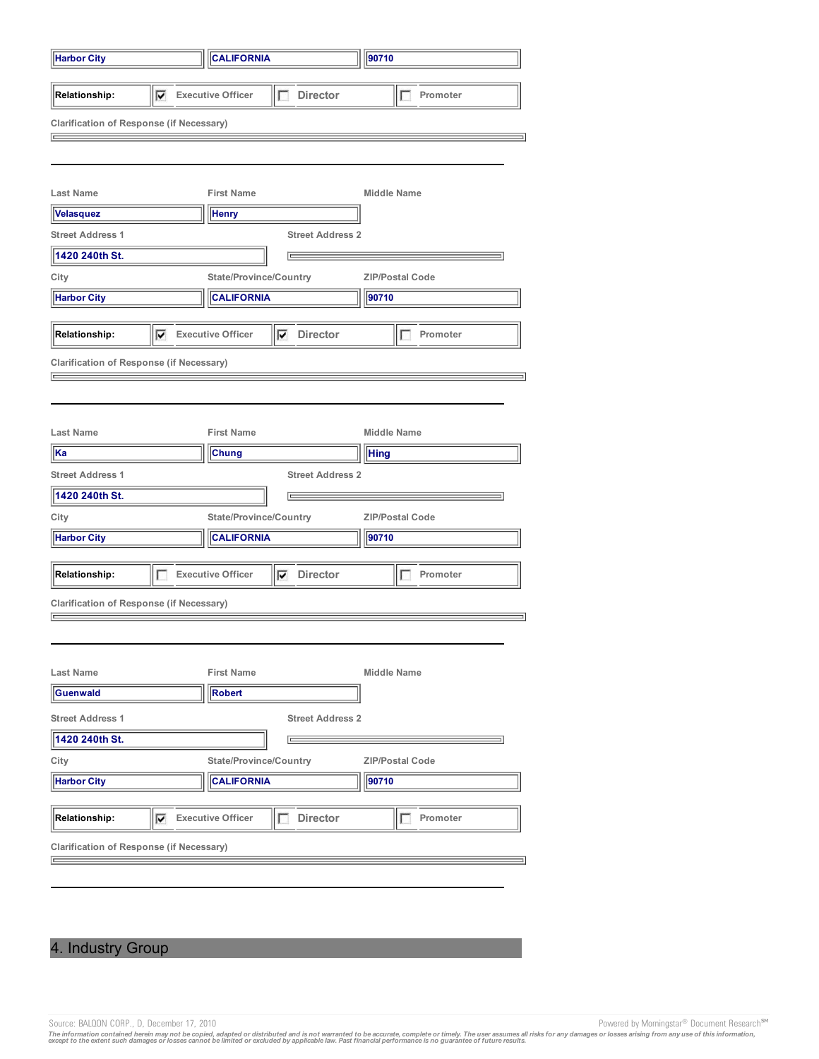| City | State/Province/Country | ZIP/Postal Code |
|---|---|---|
| Harbor City | CALIFORNIA | 90710 |

| Relationship: | ☑ Executive Officer | ☐ Director | ☐ Promoter |
|---|---|---|---|

Clarification of Response (if Necessary)

---

| Last Name | First Name | Middle Name |
|---|---|---|
| Velasquez | Henry | |

| Street Address 1 | Street Address 2 |
|---|---|
| 1420 240th St. | |

| City | State/Province/Country | ZIP/Postal Code |
|---|---|---|
| Harbor City | CALIFORNIA | 90710 |

| Relationship: | ☑ Executive Officer | ☑ Director | ☐ Promoter |
|---|---|---|---|

Clarification of Response (if Necessary)

---

| Last Name | First Name | Middle Name |
|---|---|---|
| Ka | Chung | Hing |

| Street Address 1 | Street Address 2 |
|---|---|
| 1420 240th St. | |

| City | State/Province/Country | ZIP/Postal Code |
|---|---|---|
| Harbor City | CALIFORNIA | 90710 |

| Relationship: | ☐ Executive Officer | ☑ Director | ☐ Promoter |
|---|---|---|---|

Clarification of Response (if Necessary)

---

| Last Name | First Name | Middle Name |
|---|---|---|
| Guenwald | Robert | |

| Street Address 1 | Street Address 2 |
|---|---|
| 1420 240th St. | |

| City | State/Province/Country | ZIP/Postal Code |
|---|---|---|
| Harbor City | CALIFORNIA | 90710 |

| Relationship: | ☑ Executive Officer | ☐ Director | ☐ Promoter |
|---|---|---|---|

Clarification of Response (if Necessary)

---

## 4. Industry Group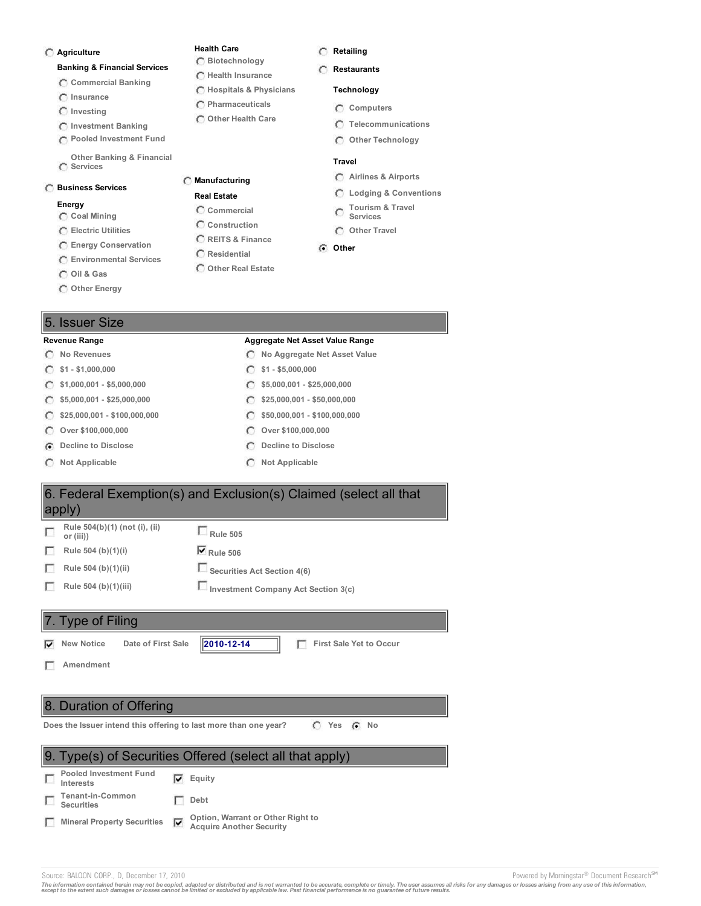- ( ) Agriculture
- **Banking & Financial Services**
  - ( ) Commercial Banking
  - ( ) Insurance
  - ( ) Investing
  - ( ) Investment Banking
  - ( ) Pooled Investment Fund
  - ( ) Other Banking & Financial Services
- ( ) Business Services
- **Energy**
  - ( ) Coal Mining
  - ( ) Electric Utilities
  - ( ) Energy Conservation
  - ( ) Environmental Services
  - ( ) Oil & Gas
  - ( ) Other Energy
- **Health Care**
  - ( ) Biotechnology
  - ( ) Health Insurance
  - ( ) Hospitals & Physicians
  - ( ) Pharmaceuticals
  - ( ) Other Health Care
- ( ) Manufacturing
- **Real Estate**
  - ( ) Commercial
  - ( ) Construction
  - ( ) REITS & Finance
  - ( ) Residential
  - ( ) Other Real Estate
- ( ) Retailing
- ( ) Restaurants
- **Technology**
  - ( ) Computers
  - ( ) Telecommunications
  - ( ) Other Technology
- **Travel**
  - ( ) Airlines & Airports
  - ( ) Lodging & Conventions
  - ( ) Tourism & Travel Services
  - ( ) Other Travel
- (•) Other

## 5. Issuer Size

| Revenue Range | Aggregate Net Asset Value Range |
|---|---|
| ( ) No Revenues | ( ) No Aggregate Net Asset Value |
| ( ) $1 - $1,000,000 | ( ) $1 - $5,000,000 |
| ( ) $1,000,001 - $5,000,000 | ( ) $5,000,001 - $25,000,000 |
| ( ) $5,000,001 - $25,000,000 | ( ) $25,000,001 - $50,000,000 |
| ( ) $25,000,001 - $100,000,000 | ( ) $50,000,001 - $100,000,000 |
| ( ) Over $100,000,000 | ( ) Over $100,000,000 |
| (•) Decline to Disclose | ( ) Decline to Disclose |
| ( ) Not Applicable | ( ) Not Applicable |

## 6. Federal Exemption(s) and Exclusion(s) Claimed (select all that apply)

- [ ] Rule 504(b)(1) (not (i), (ii) or (iii))
- [ ] Rule 504 (b)(1)(i)
- [ ] Rule 504 (b)(1)(ii)
- [ ] Rule 504 (b)(1)(iii)
- [ ] Rule 505
- [x] Rule 506
- [ ] Securities Act Section 4(6)
- [ ] Investment Company Act Section 3(c)

## 7. Type of Filing

- [x] New Notice — Date of First Sale: 2010-12-14 — [ ] First Sale Yet to Occur
- [ ] Amendment

## 8. Duration of Offering

Does the Issuer intend this offering to last more than one year? ( ) Yes (•) No

## 9. Type(s) of Securities Offered (select all that apply)

- [ ] Pooled Investment Fund Interests
- [ ] Tenant-in-Common Securities
- [ ] Mineral Property Securities
- [x] Equity
- [ ] Debt
- [x] Option, Warrant or Other Right to Acquire Another Security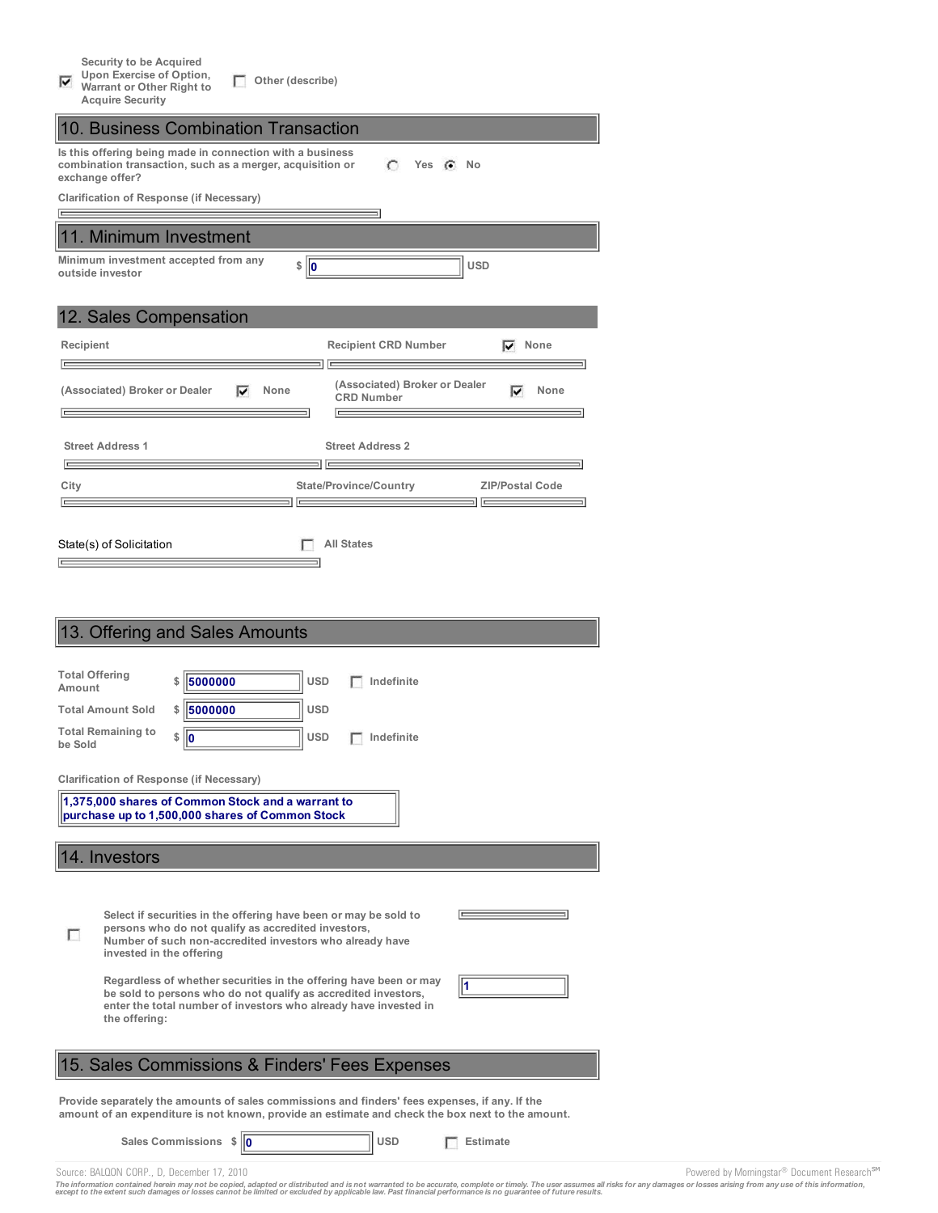- [x] Security to be Acquired Upon Exercise of Option, Warrant or Other Right to Acquire Security
- [ ] Other (describe)

## 10. Business Combination Transaction

Is this offering being made in connection with a business combination transaction, such as a merger, acquisition or exchange offer? ( ) Yes (•) No

Clarification of Response (if Necessary)

## 11. Minimum Investment

Minimum investment accepted from any outside investor $ 0 USD

## 12. Sales Compensation

| | |
|---|---|
| Recipient | Recipient CRD Number [x] None |
| (Associated) Broker or Dealer [x] None | (Associated) Broker or Dealer CRD Number [x] None |
| Street Address 1 | Street Address 2 |

| City | State/Province/Country | ZIP/Postal Code |
|---|---|---|
| | | |

State(s) of Solicitation [ ] All States

## 13. Offering and Sales Amounts

| | | | |
|---|---|---|---|
| Total Offering Amount | $ 5000000 | USD | [ ] Indefinite |
| Total Amount Sold | $ 5000000 | USD | |
| Total Remaining to be Sold | $ 0 | USD | [ ] Indefinite |

Clarification of Response (if Necessary)

1,375,000 shares of Common Stock and a warrant to purchase up to 1,500,000 shares of Common Stock

## 14. Investors

- [ ] Select if securities in the offering have been or may be sold to persons who do not qualify as accredited investors, Number of such non-accredited investors who already have invested in the offering

Regardless of whether securities in the offering have been or may be sold to persons who do not qualify as accredited investors, enter the total number of investors who already have invested in the offering: 1

## 15. Sales Commissions & Finders' Fees Expenses

Provide separately the amounts of sales commissions and finders' fees expenses, if any. If the amount of an expenditure is not known, provide an estimate and check the box next to the amount.

Sales Commissions $ 0 USD [ ] Estimate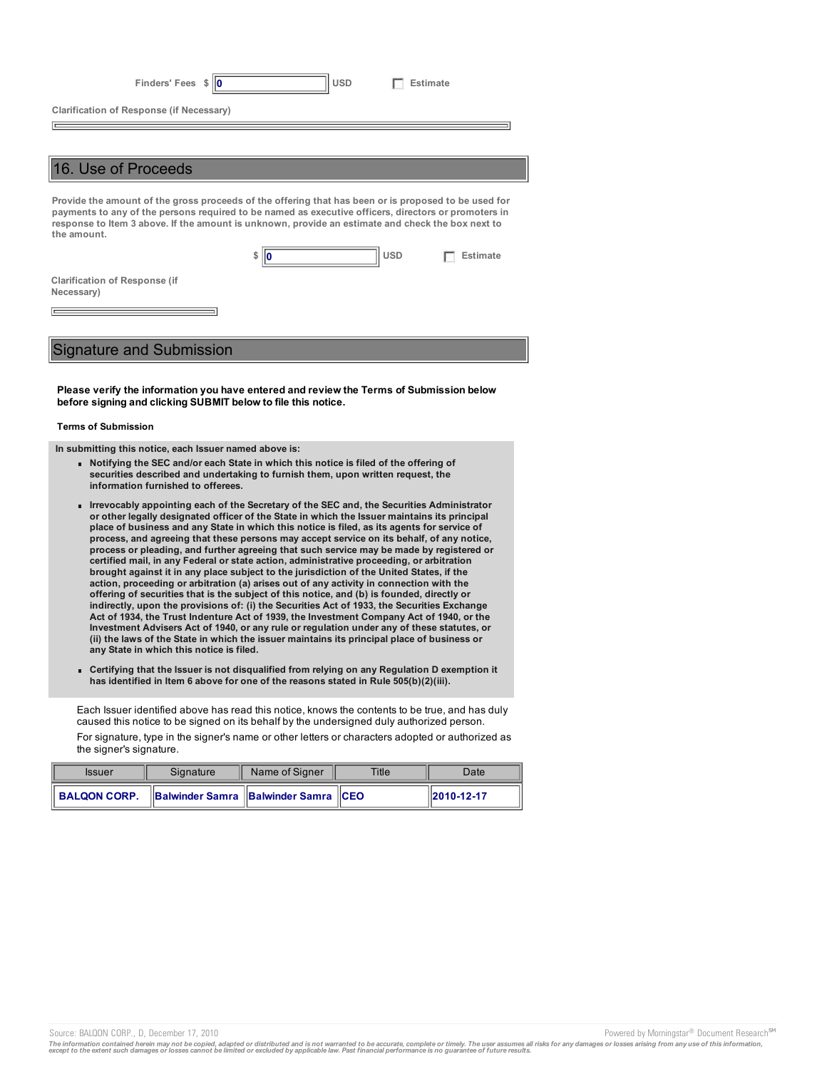Finders' Fees $ 0 USD ☐ Estimate

Clarification of Response (if Necessary)

## 16. Use of Proceeds

Provide the amount of the gross proceeds of the offering that has been or is proposed to be used for payments to any of the persons required to be named as executive officers, directors or promoters in response to Item 3 above. If the amount is unknown, provide an estimate and check the box next to the amount.

$ 0 USD ☐ Estimate

Clarification of Response (if Necessary)

## Signature and Submission

**Please verify the information you have entered and review the Terms of Submission below before signing and clicking SUBMIT below to file this notice.**

**Terms of Submission**

**In submitting this notice, each Issuer named above is:**

- **Notifying the SEC and/or each State in which this notice is filed of the offering of securities described and undertaking to furnish them, upon written request, the information furnished to offerees.**
- **Irrevocably appointing each of the Secretary of the SEC and, the Securities Administrator or other legally designated officer of the State in which the Issuer maintains its principal place of business and any State in which this notice is filed, as its agents for service of process, and agreeing that these persons may accept service on its behalf, of any notice, process or pleading, and further agreeing that such service may be made by registered or certified mail, in any Federal or state action, administrative proceeding, or arbitration brought against it in any place subject to the jurisdiction of the United States, if the action, proceeding or arbitration (a) arises out of any activity in connection with the offering of securities that is the subject of this notice, and (b) is founded, directly or indirectly, upon the provisions of: (i) the Securities Act of 1933, the Securities Exchange Act of 1934, the Trust Indenture Act of 1939, the Investment Company Act of 1940, or the Investment Advisers Act of 1940, or any rule or regulation under any of these statutes, or (ii) the laws of the State in which the issuer maintains its principal place of business or any State in which this notice is filed.**
- **Certifying that the Issuer is not disqualified from relying on any Regulation D exemption it has identified in Item 6 above for one of the reasons stated in Rule 505(b)(2)(iii).**

Each Issuer identified above has read this notice, knows the contents to be true, and has duly caused this notice to be signed on its behalf by the undersigned duly authorized person.

For signature, type in the signer's name or other letters or characters adopted or authorized as the signer's signature.

| Issuer | Signature | Name of Signer | Title | Date |
|---|---|---|---|---|
| BALQON CORP. | Balwinder Samra | Balwinder Samra | CEO | 2010-12-17 |